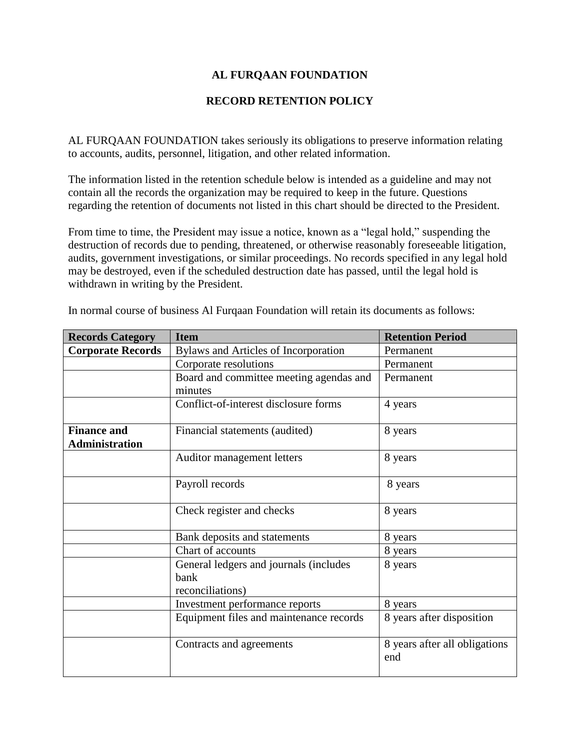# AL FURQAAN FOUNDATION

## RECORD RETENTION POLICY

AL FURQAAN FOUNDATION takes seriously its obligations to preserve information relating to accounts, audits, personnel, litigation, and other related information.

The information listed in the retention schedule below is intended as a guideline and may not contain all the records the organization may be required to keep in the future. Questions regarding the retention of documents not listed in this chart should be directed to the President.

From time to time, the President may issue a notice, known as a "legal hold," suspending the destruction of records due to pending, threatened, or otherwise reasonably foreseeable litigation, audits, government investigations, or similar proceedings. No records specified in any legal hold may be destroyed, even if the scheduled destruction date has passed, until the legal hold is withdrawn in writing by the President.

In normal course of business Al Furqaan Foundation will retain its documents as follows:

| Records Category | Item | Retention Period |
|---|---|---|
| **Corporate Records** | Bylaws and Articles of Incorporation | Permanent |
| | Corporate resolutions | Permanent |
| | Board and committee meeting agendas and minutes | Permanent |
| | Conflict-of-interest disclosure forms | 4 years |
| **Finance and Administration** | Financial statements (audited) | 8 years |
| | Auditor management letters | 8 years |
| | Payroll records | 8 years |
| | Check register and checks | 8 years |
| | Bank deposits and statements | 8 years |
| | Chart of accounts | 8 years |
| | General ledgers and journals (includes bank reconciliations) | 8 years |
| | Investment performance reports | 8 years |
| | Equipment files and maintenance records | 8 years after disposition |
| | Contracts and agreements | 8 years after all obligations end |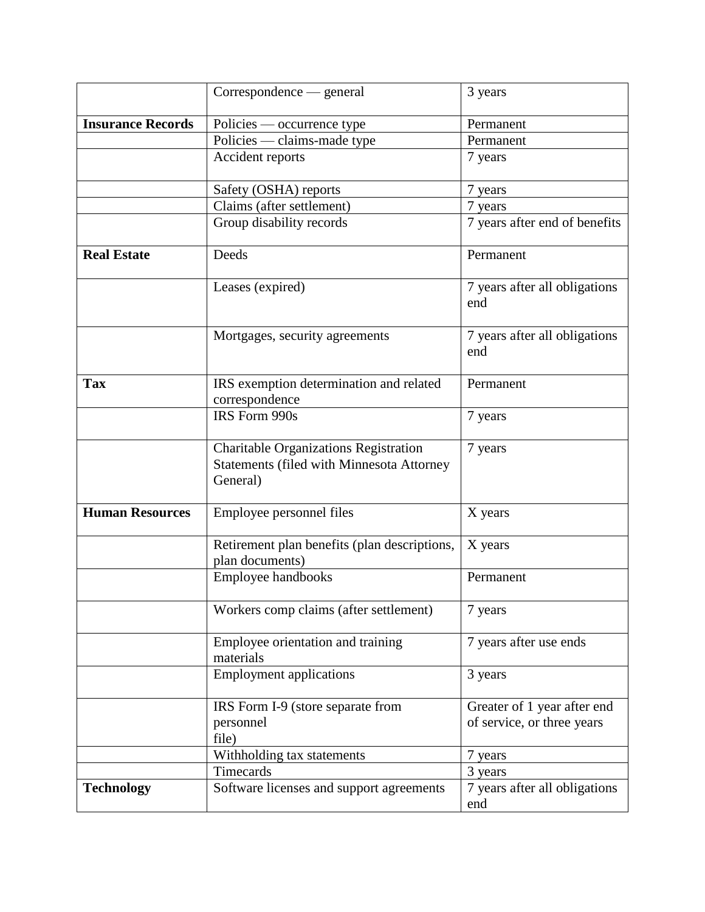| | | |
|---|---|---|
| | Correspondence — general | 3 years |
| **Insurance Records** | Policies — occurrence type | Permanent |
| | Policies — claims-made type | Permanent |
| | Accident reports | 7 years |
| | Safety (OSHA) reports | 7 years |
| | Claims (after settlement) | 7 years |
| | Group disability records | 7 years after end of benefits |
| **Real Estate** | Deeds | Permanent |
| | Leases (expired) | 7 years after all obligations end |
| | Mortgages, security agreements | 7 years after all obligations end |
| **Tax** | IRS exemption determination and related correspondence | Permanent |
| | IRS Form 990s | 7 years |
| | Charitable Organizations Registration Statements (filed with Minnesota Attorney General) | 7 years |
| **Human Resources** | Employee personnel files | X years |
| | Retirement plan benefits (plan descriptions, plan documents) | X years |
| | Employee handbooks | Permanent |
| | Workers comp claims (after settlement) | 7 years |
| | Employee orientation and training materials | 7 years after use ends |
| | Employment applications | 3 years |
| | IRS Form I-9 (store separate from personnel file) | Greater of 1 year after end of service, or three years |
| | Withholding tax statements | 7 years |
| | Timecards | 3 years |
| **Technology** | Software licenses and support agreements | 7 years after all obligations end |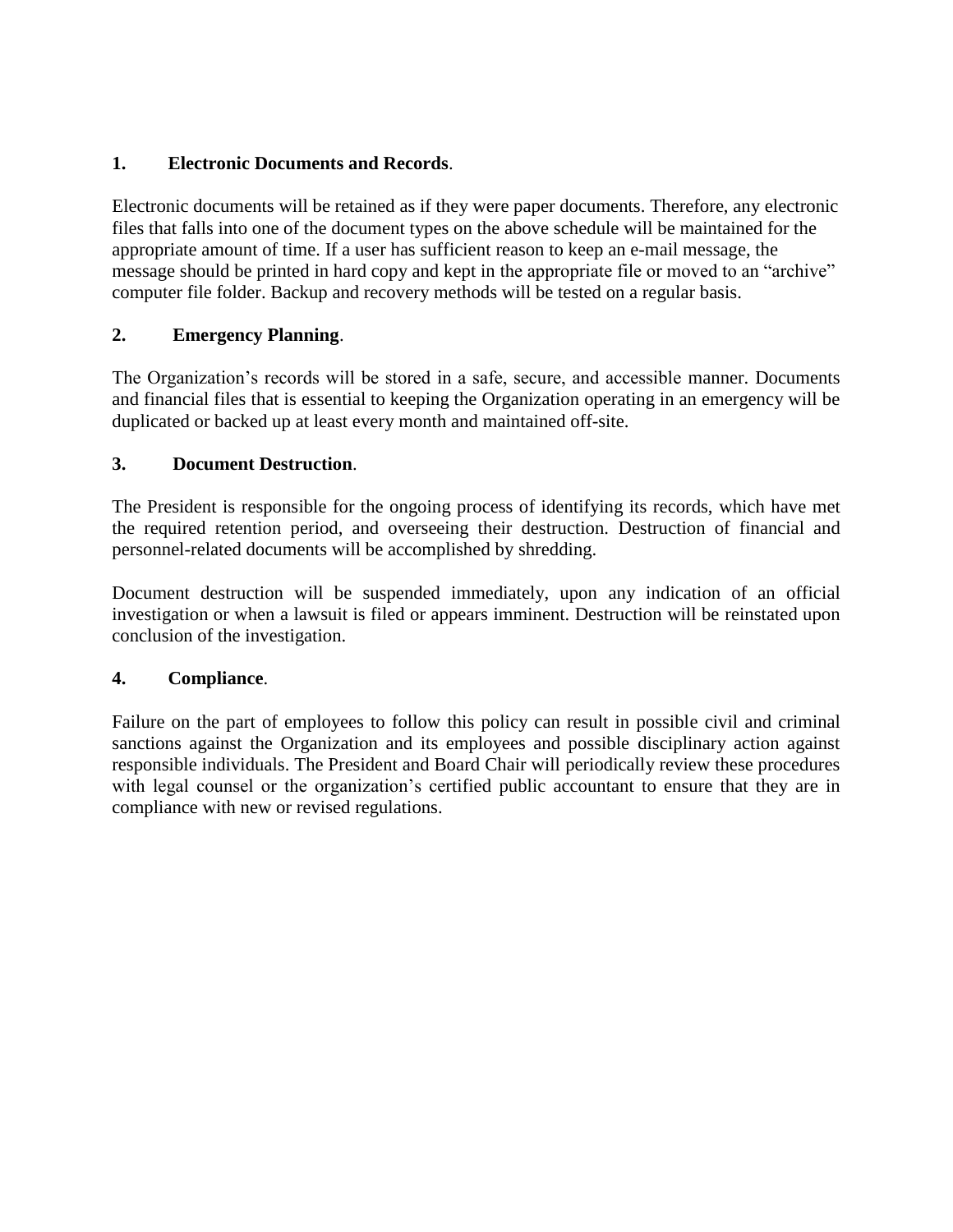**1. Electronic Documents and Records**.

Electronic documents will be retained as if they were paper documents. Therefore, any electronic files that falls into one of the document types on the above schedule will be maintained for the appropriate amount of time. If a user has sufficient reason to keep an e-mail message, the message should be printed in hard copy and kept in the appropriate file or moved to an "archive" computer file folder. Backup and recovery methods will be tested on a regular basis.

**2. Emergency Planning**.

The Organization's records will be stored in a safe, secure, and accessible manner. Documents and financial files that is essential to keeping the Organization operating in an emergency will be duplicated or backed up at least every month and maintained off-site.

**3. Document Destruction**.

The President is responsible for the ongoing process of identifying its records, which have met the required retention period, and overseeing their destruction. Destruction of financial and personnel-related documents will be accomplished by shredding.

Document destruction will be suspended immediately, upon any indication of an official investigation or when a lawsuit is filed or appears imminent. Destruction will be reinstated upon conclusion of the investigation.

**4. Compliance**.

Failure on the part of employees to follow this policy can result in possible civil and criminal sanctions against the Organization and its employees and possible disciplinary action against responsible individuals. The President and Board Chair will periodically review these procedures with legal counsel or the organization's certified public accountant to ensure that they are in compliance with new or revised regulations.